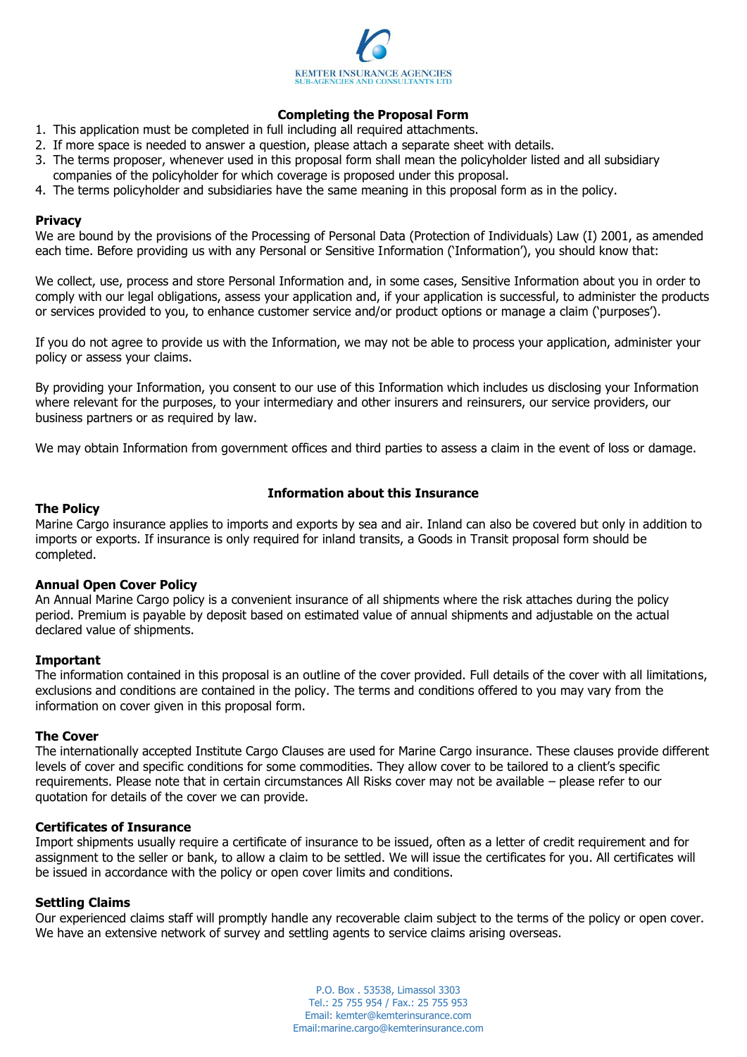KEMTER INSURANCE AGENCIES
SUB-AGENCIES AND CONSULTANTS LTD

## Completing the Proposal Form

1. This application must be completed in full including all required attachments.
2. If more space is needed to answer a question, please attach a separate sheet with details.
3. The terms proposer, whenever used in this proposal form shall mean the policyholder listed and all subsidiary companies of the policyholder for which coverage is proposed under this proposal.
4. The terms policyholder and subsidiaries have the same meaning in this proposal form as in the policy.

### Privacy

We are bound by the provisions of the Processing of Personal Data (Protection of Individuals) Law (I) 2001, as amended each time. Before providing us with any Personal or Sensitive Information ('Information'), you should know that:

We collect, use, process and store Personal Information and, in some cases, Sensitive Information about you in order to comply with our legal obligations, assess your application and, if your application is successful, to administer the products or services provided to you, to enhance customer service and/or product options or manage a claim ('purposes').

If you do not agree to provide us with the Information, we may not be able to process your application, administer your policy or assess your claims.

By providing your Information, you consent to our use of this Information which includes us disclosing your Information where relevant for the purposes, to your intermediary and other insurers and reinsurers, our service providers, our business partners or as required by law.

We may obtain Information from government offices and third parties to assess a claim in the event of loss or damage.

## Information about this Insurance

### The Policy

Marine Cargo insurance applies to imports and exports by sea and air. Inland can also be covered but only in addition to imports or exports. If insurance is only required for inland transits, a Goods in Transit proposal form should be completed.

### Annual Open Cover Policy

An Annual Marine Cargo policy is a convenient insurance of all shipments where the risk attaches during the policy period. Premium is payable by deposit based on estimated value of annual shipments and adjustable on the actual declared value of shipments.

### Important

The information contained in this proposal is an outline of the cover provided. Full details of the cover with all limitations, exclusions and conditions are contained in the policy. The terms and conditions offered to you may vary from the information on cover given in this proposal form.

### The Cover

The internationally accepted Institute Cargo Clauses are used for Marine Cargo insurance. These clauses provide different levels of cover and specific conditions for some commodities. They allow cover to be tailored to a client's specific requirements. Please note that in certain circumstances All Risks cover may not be available – please refer to our quotation for details of the cover we can provide.

### Certificates of Insurance

Import shipments usually require a certificate of insurance to be issued, often as a letter of credit requirement and for assignment to the seller or bank, to allow a claim to be settled. We will issue the certificates for you. All certificates will be issued in accordance with the policy or open cover limits and conditions.

### Settling Claims

Our experienced claims staff will promptly handle any recoverable claim subject to the terms of the policy or open cover. We have an extensive network of survey and settling agents to service claims arising overseas.

P.O. Box . 53538, Limassol 3303
Tel.: 25 755 954 / Fax.: 25 755 953
Email: kemter@kemterinsurance.com
Email:marine.cargo@kemterinsurance.com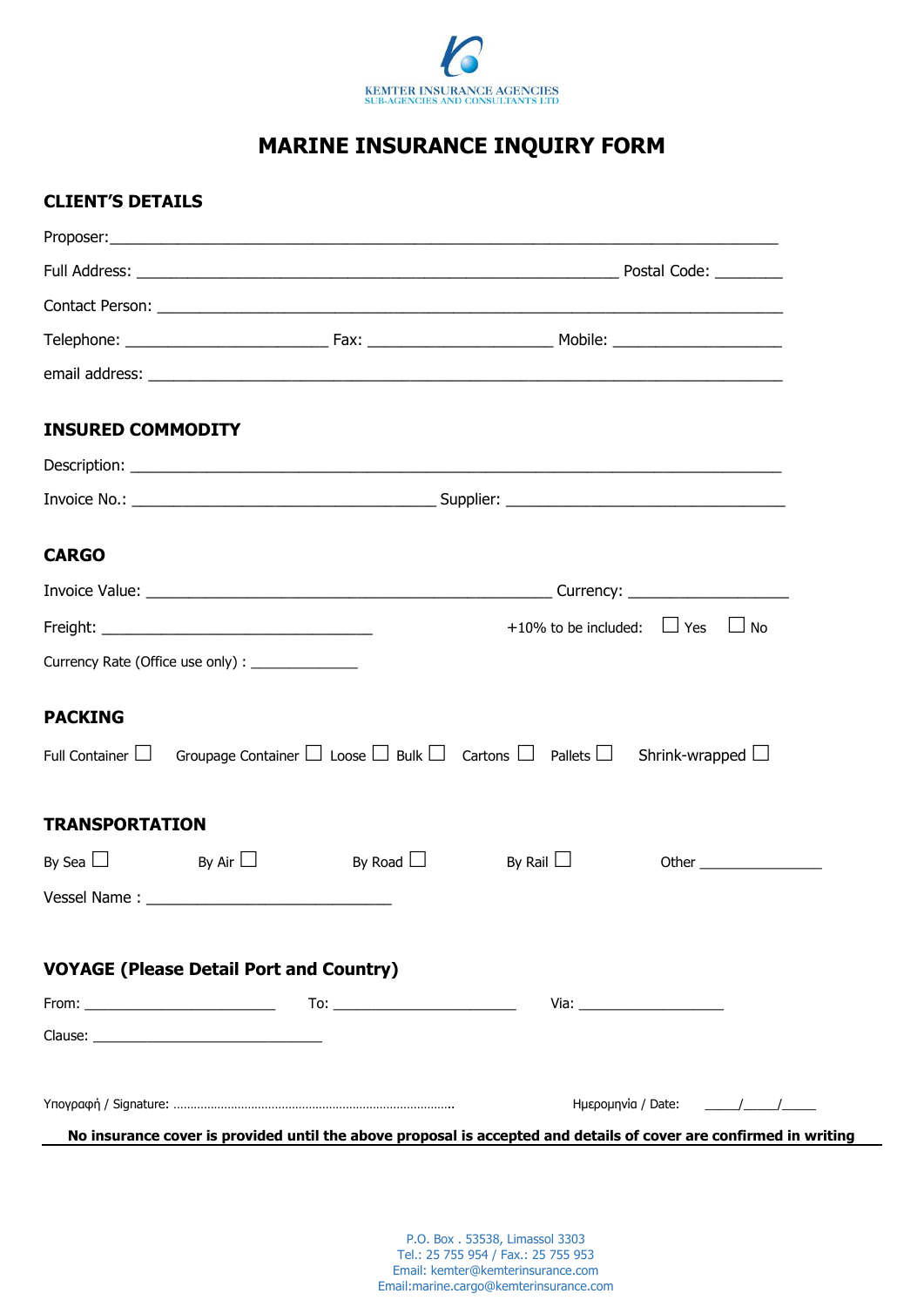KEMTER INSURANCE AGENCIES
SUB-AGENCIES AND CONSULTANTS LTD

# MARINE INSURANCE INQUIRY FORM

## CLIENT'S DETAILS

Proposer:\_\_\_\_\_\_\_\_\_\_\_\_\_\_\_\_\_\_\_\_\_\_\_\_\_\_\_\_\_\_\_\_\_\_\_\_\_\_\_\_\_\_\_\_\_\_\_\_\_\_\_\_\_\_\_\_\_\_\_\_\_\_\_\_\_\_\_\_

Full Address: \_\_\_\_\_\_\_\_\_\_\_\_\_\_\_\_\_\_\_\_\_\_\_\_\_\_\_\_\_\_\_\_\_\_\_\_\_\_\_\_\_\_\_\_\_\_\_\_\_\_ Postal Code: \_\_\_\_\_\_\_\_

Contact Person: \_\_\_\_\_\_\_\_\_\_\_\_\_\_\_\_\_\_\_\_\_\_\_\_\_\_\_\_\_\_\_\_\_\_\_\_\_\_\_\_\_\_\_\_\_\_\_\_\_\_\_\_\_\_\_\_\_\_\_\_\_\_\_

Telephone: \_\_\_\_\_\_\_\_\_\_\_\_\_\_\_\_\_\_\_\_\_\_ Fax: \_\_\_\_\_\_\_\_\_\_\_\_\_\_\_\_\_\_\_\_ Mobile: \_\_\_\_\_\_\_\_\_\_\_\_\_\_\_\_\_\_

email address: \_\_\_\_\_\_\_\_\_\_\_\_\_\_\_\_\_\_\_\_\_\_\_\_\_\_\_\_\_\_\_\_\_\_\_\_\_\_\_\_\_\_\_\_\_\_\_\_\_\_\_\_\_\_\_\_\_\_\_\_\_\_\_\_

## INSURED COMMODITY

Description: \_\_\_\_\_\_\_\_\_\_\_\_\_\_\_\_\_\_\_\_\_\_\_\_\_\_\_\_\_\_\_\_\_\_\_\_\_\_\_\_\_\_\_\_\_\_\_\_\_\_\_\_\_\_\_\_\_\_\_\_\_\_\_\_\_

Invoice No.: \_\_\_\_\_\_\_\_\_\_\_\_\_\_\_\_\_\_\_\_\_\_\_\_\_\_\_\_\_\_\_\_ Supplier: \_\_\_\_\_\_\_\_\_\_\_\_\_\_\_\_\_\_\_\_\_\_\_\_\_\_\_\_\_\_

## CARGO

Invoice Value: \_\_\_\_\_\_\_\_\_\_\_\_\_\_\_\_\_\_\_\_\_\_\_\_\_\_\_\_\_\_\_\_\_\_\_\_\_\_\_\_\_\_\_\_ Currency: \_\_\_\_\_\_\_\_\_\_\_\_\_\_\_\_\_\_

Freight: \_\_\_\_\_\_\_\_\_\_\_\_\_\_\_\_\_\_\_\_\_\_\_\_\_\_\_\_\_\_\_ +10% to be included: ☐ Yes ☐ No

Currency Rate (Office use only) : \_\_\_\_\_\_\_\_\_\_\_\_\_\_

## PACKING

Full Container ☐ Groupage Container ☐ Loose ☐ Bulk ☐ Cartons ☐ Pallets ☐ Shrink-wrapped ☐

## TRANSPORTATION

By Sea ☐ By Air ☐ By Road ☐ By Rail ☐ Other \_\_\_\_\_\_\_\_\_\_\_\_\_\_\_\_

Vessel Name : \_\_\_\_\_\_\_\_\_\_\_\_\_\_\_\_\_\_\_\_\_\_\_\_\_\_\_\_\_\_

## VOYAGE (Please Detail Port and Country)

From: \_\_\_\_\_\_\_\_\_\_\_\_\_\_\_\_\_\_\_\_\_\_\_ To: \_\_\_\_\_\_\_\_\_\_\_\_\_\_\_\_\_\_\_\_\_\_\_ Via: \_\_\_\_\_\_\_\_\_\_\_\_\_\_\_\_\_\_

Clause: \_\_\_\_\_\_\_\_\_\_\_\_\_\_\_\_\_\_\_\_\_\_\_\_\_\_\_\_\_\_

Υπογραφή / Signature: …………………………………………………………………….. Ημερομηνία / Date: \_\_\_\_\_/\_\_\_\_\_/\_\_\_\_\_

**No insurance cover is provided until the above proposal is accepted and details of cover are confirmed in writing**

P.O. Box . 53538, Limassol 3303
Tel.: 25 755 954 / Fax.: 25 755 953
Email: kemter@kemterinsurance.com
Email:marine.cargo@kemterinsurance.com